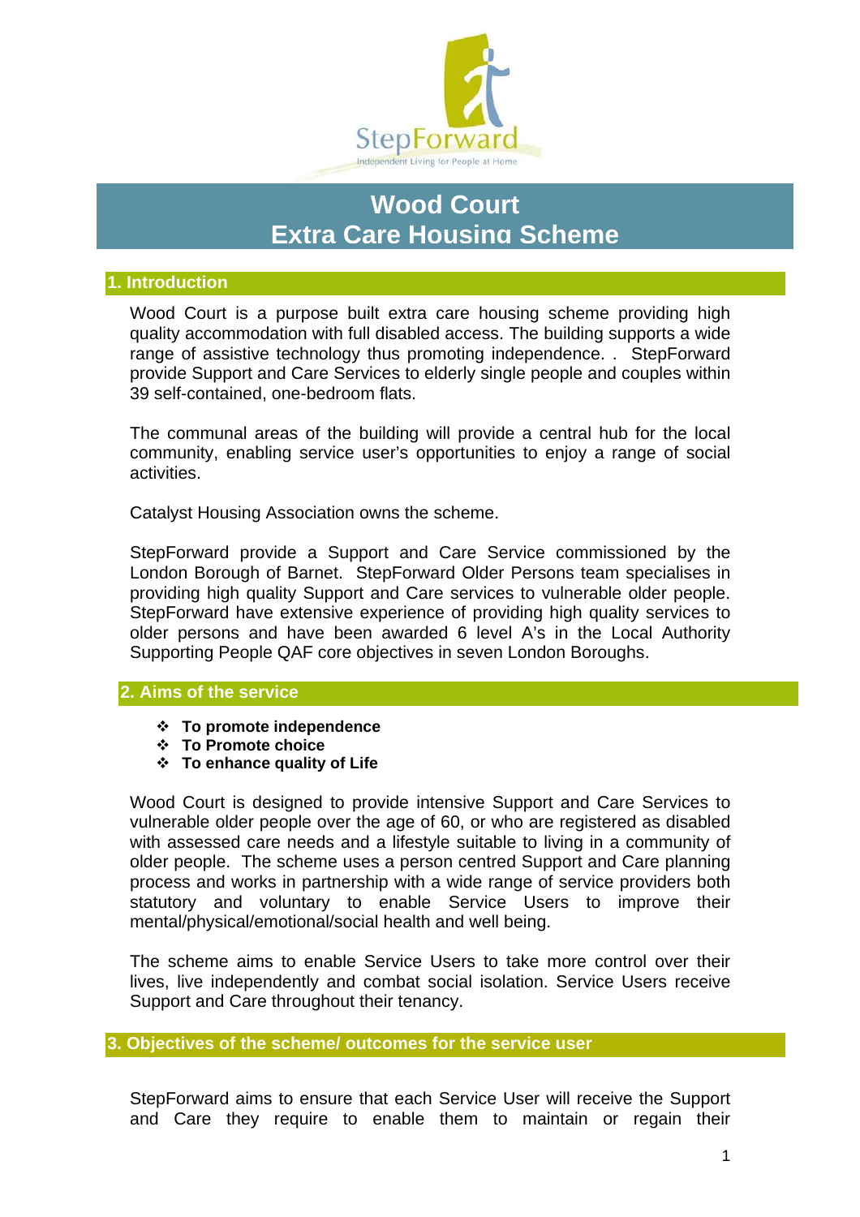StepForward
Independent Living for People at Home

# Wood Court
# Extra Care Housing Scheme

## 1. Introduction

Wood Court is a purpose built extra care housing scheme providing high quality accommodation with full disabled access. The building supports a wide range of assistive technology thus promoting independence. . StepForward provide Support and Care Services to elderly single people and couples within 39 self-contained, one-bedroom flats.

The communal areas of the building will provide a central hub for the local community, enabling service user's opportunities to enjoy a range of social activities.

Catalyst Housing Association owns the scheme.

StepForward provide a Support and Care Service commissioned by the London Borough of Barnet. StepForward Older Persons team specialises in providing high quality Support and Care services to vulnerable older people. StepForward have extensive experience of providing high quality services to older persons and have been awarded 6 level A's in the Local Authority Supporting People QAF core objectives in seven London Boroughs.

## 2. Aims of the service

- **To promote independence**
- **To Promote choice**
- **To enhance quality of Life**

Wood Court is designed to provide intensive Support and Care Services to vulnerable older people over the age of 60, or who are registered as disabled with assessed care needs and a lifestyle suitable to living in a community of older people. The scheme uses a person centred Support and Care planning process and works in partnership with a wide range of service providers both statutory and voluntary to enable Service Users to improve their mental/physical/emotional/social health and well being.

The scheme aims to enable Service Users to take more control over their lives, live independently and combat social isolation. Service Users receive Support and Care throughout their tenancy.

## 3. Objectives of the scheme/ outcomes for the service user

StepForward aims to ensure that each Service User will receive the Support and Care they require to enable them to maintain or regain their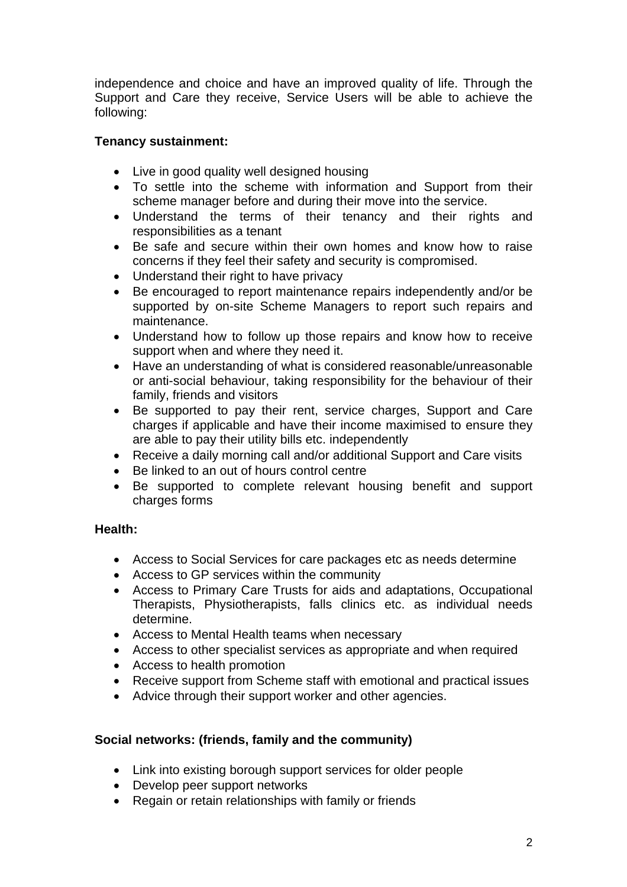independence and choice and have an improved quality of life. Through the Support and Care they receive, Service Users will be able to achieve the following:

**Tenancy sustainment:**

- Live in good quality well designed housing
- To settle into the scheme with information and Support from their scheme manager before and during their move into the service.
- Understand the terms of their tenancy and their rights and responsibilities as a tenant
- Be safe and secure within their own homes and know how to raise concerns if they feel their safety and security is compromised.
- Understand their right to have privacy
- Be encouraged to report maintenance repairs independently and/or be supported by on-site Scheme Managers to report such repairs and maintenance.
- Understand how to follow up those repairs and know how to receive support when and where they need it.
- Have an understanding of what is considered reasonable/unreasonable or anti-social behaviour, taking responsibility for the behaviour of their family, friends and visitors
- Be supported to pay their rent, service charges, Support and Care charges if applicable and have their income maximised to ensure they are able to pay their utility bills etc. independently
- Receive a daily morning call and/or additional Support and Care visits
- Be linked to an out of hours control centre
- Be supported to complete relevant housing benefit and support charges forms

**Health:**

- Access to Social Services for care packages etc as needs determine
- Access to GP services within the community
- Access to Primary Care Trusts for aids and adaptations, Occupational Therapists, Physiotherapists, falls clinics etc. as individual needs determine.
- Access to Mental Health teams when necessary
- Access to other specialist services as appropriate and when required
- Access to health promotion
- Receive support from Scheme staff with emotional and practical issues
- Advice through their support worker and other agencies.

**Social networks: (friends, family and the community)**

- Link into existing borough support services for older people
- Develop peer support networks
- Regain or retain relationships with family or friends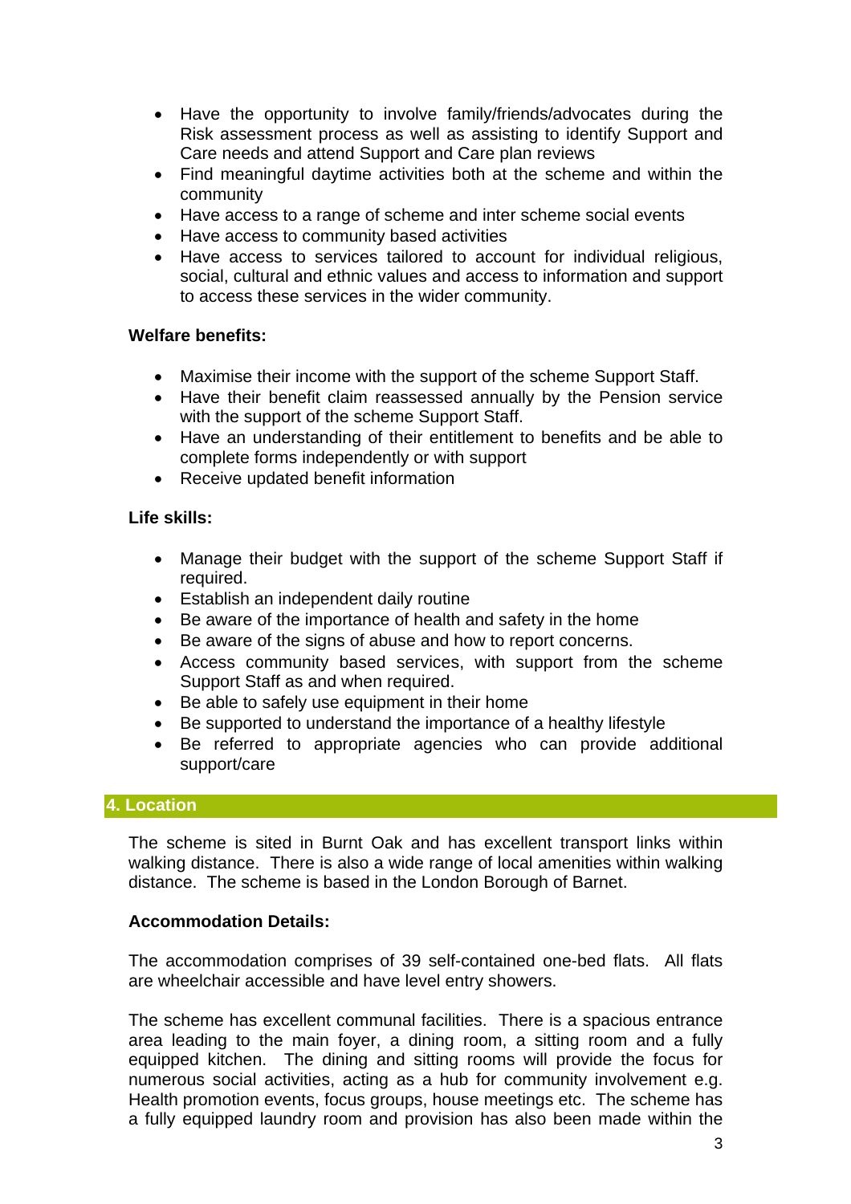- Have the opportunity to involve family/friends/advocates during the Risk assessment process as well as assisting to identify Support and Care needs and attend Support and Care plan reviews
- Find meaningful daytime activities both at the scheme and within the community
- Have access to a range of scheme and inter scheme social events
- Have access to community based activities
- Have access to services tailored to account for individual religious, social, cultural and ethnic values and access to information and support to access these services in the wider community.

**Welfare benefits:**

- Maximise their income with the support of the scheme Support Staff.
- Have their benefit claim reassessed annually by the Pension service with the support of the scheme Support Staff.
- Have an understanding of their entitlement to benefits and be able to complete forms independently or with support
- Receive updated benefit information

**Life skills:**

- Manage their budget with the support of the scheme Support Staff if required.
- Establish an independent daily routine
- Be aware of the importance of health and safety in the home
- Be aware of the signs of abuse and how to report concerns.
- Access community based services, with support from the scheme Support Staff as and when required.
- Be able to safely use equipment in their home
- Be supported to understand the importance of a healthy lifestyle
- Be referred to appropriate agencies who can provide additional support/care

## 4. Location

The scheme is sited in Burnt Oak and has excellent transport links within walking distance. There is also a wide range of local amenities within walking distance. The scheme is based in the London Borough of Barnet.

**Accommodation Details:**

The accommodation comprises of 39 self-contained one-bed flats. All flats are wheelchair accessible and have level entry showers.

The scheme has excellent communal facilities. There is a spacious entrance area leading to the main foyer, a dining room, a sitting room and a fully equipped kitchen. The dining and sitting rooms will provide the focus for numerous social activities, acting as a hub for community involvement e.g. Health promotion events, focus groups, house meetings etc. The scheme has a fully equipped laundry room and provision has also been made within the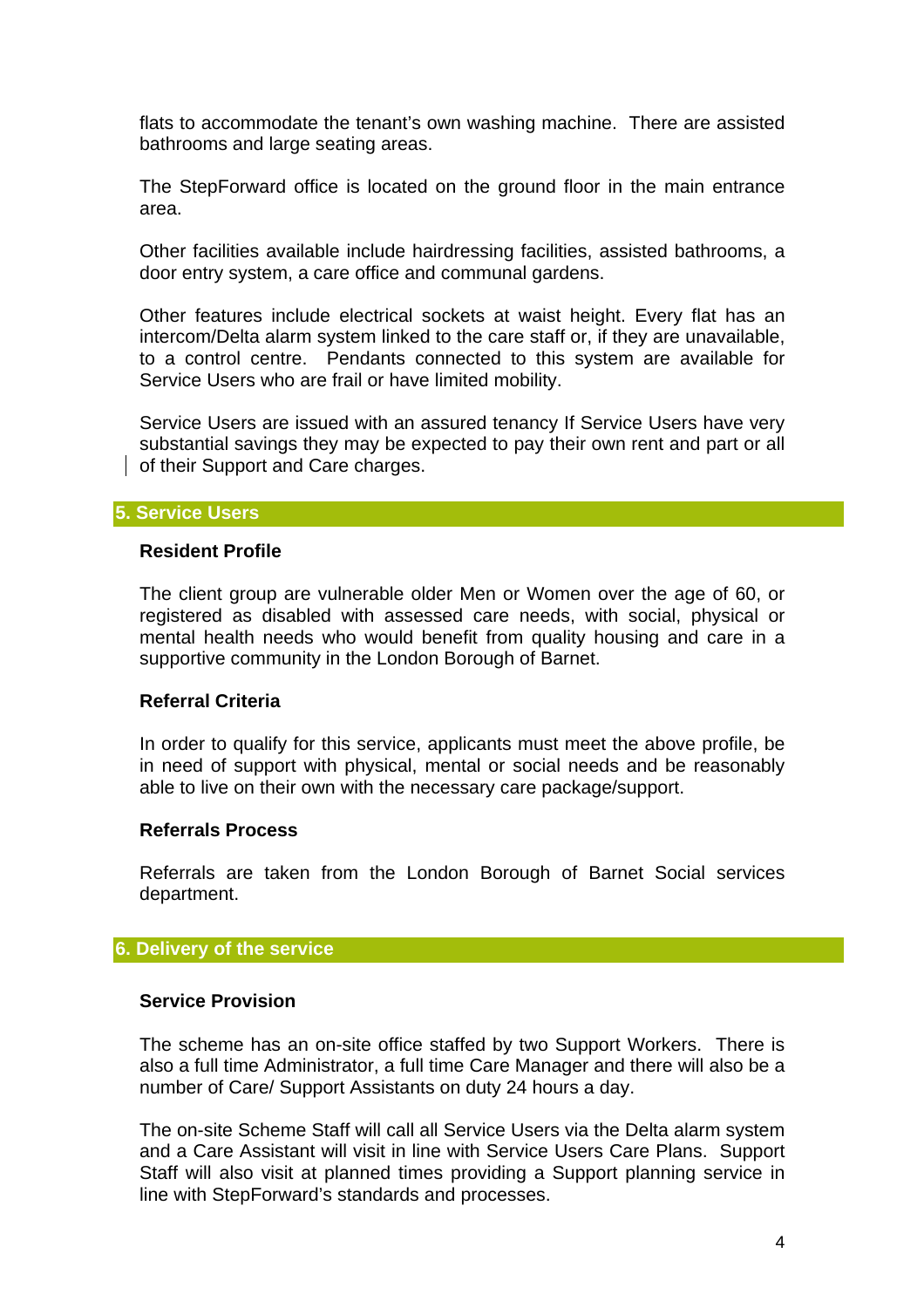flats to accommodate the tenant's own washing machine. There are assisted bathrooms and large seating areas.

The StepForward office is located on the ground floor in the main entrance area.

Other facilities available include hairdressing facilities, assisted bathrooms, a door entry system, a care office and communal gardens.

Other features include electrical sockets at waist height. Every flat has an intercom/Delta alarm system linked to the care staff or, if they are unavailable, to a control centre. Pendants connected to this system are available for Service Users who are frail or have limited mobility.

Service Users are issued with an assured tenancy If Service Users have very substantial savings they may be expected to pay their own rent and part or all of their Support and Care charges.

## 5. Service Users

### Resident Profile

The client group are vulnerable older Men or Women over the age of 60, or registered as disabled with assessed care needs, with social, physical or mental health needs who would benefit from quality housing and care in a supportive community in the London Borough of Barnet.

### Referral Criteria

In order to qualify for this service, applicants must meet the above profile, be in need of support with physical, mental or social needs and be reasonably able to live on their own with the necessary care package/support.

### Referrals Process

Referrals are taken from the London Borough of Barnet Social services department.

## 6. Delivery of the service

### Service Provision

The scheme has an on-site office staffed by two Support Workers. There is also a full time Administrator, a full time Care Manager and there will also be a number of Care/ Support Assistants on duty 24 hours a day.

The on-site Scheme Staff will call all Service Users via the Delta alarm system and a Care Assistant will visit in line with Service Users Care Plans. Support Staff will also visit at planned times providing a Support planning service in line with StepForward's standards and processes.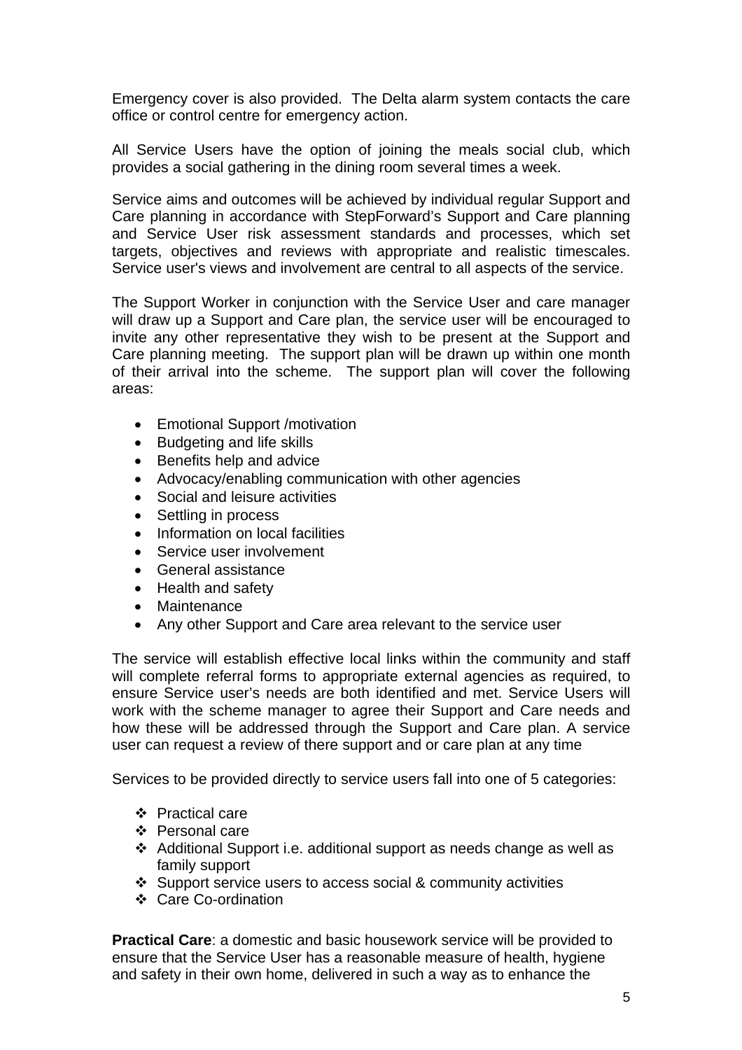Emergency cover is also provided. The Delta alarm system contacts the care office or control centre for emergency action.

All Service Users have the option of joining the meals social club, which provides a social gathering in the dining room several times a week.

Service aims and outcomes will be achieved by individual regular Support and Care planning in accordance with StepForward's Support and Care planning and Service User risk assessment standards and processes, which set targets, objectives and reviews with appropriate and realistic timescales. Service user's views and involvement are central to all aspects of the service.

The Support Worker in conjunction with the Service User and care manager will draw up a Support and Care plan, the service user will be encouraged to invite any other representative they wish to be present at the Support and Care planning meeting. The support plan will be drawn up within one month of their arrival into the scheme. The support plan will cover the following areas:

- Emotional Support /motivation
- Budgeting and life skills
- Benefits help and advice
- Advocacy/enabling communication with other agencies
- Social and leisure activities
- Settling in process
- Information on local facilities
- Service user involvement
- General assistance
- Health and safety
- Maintenance
- Any other Support and Care area relevant to the service user

The service will establish effective local links within the community and staff will complete referral forms to appropriate external agencies as required, to ensure Service user's needs are both identified and met. Service Users will work with the scheme manager to agree their Support and Care needs and how these will be addressed through the Support and Care plan. A service user can request a review of there support and or care plan at any time

Services to be provided directly to service users fall into one of 5 categories:

- Practical care
- Personal care
- Additional Support i.e. additional support as needs change as well as family support
- Support service users to access social & community activities
- Care Co-ordination

**Practical Care**: a domestic and basic housework service will be provided to ensure that the Service User has a reasonable measure of health, hygiene and safety in their own home, delivered in such a way as to enhance the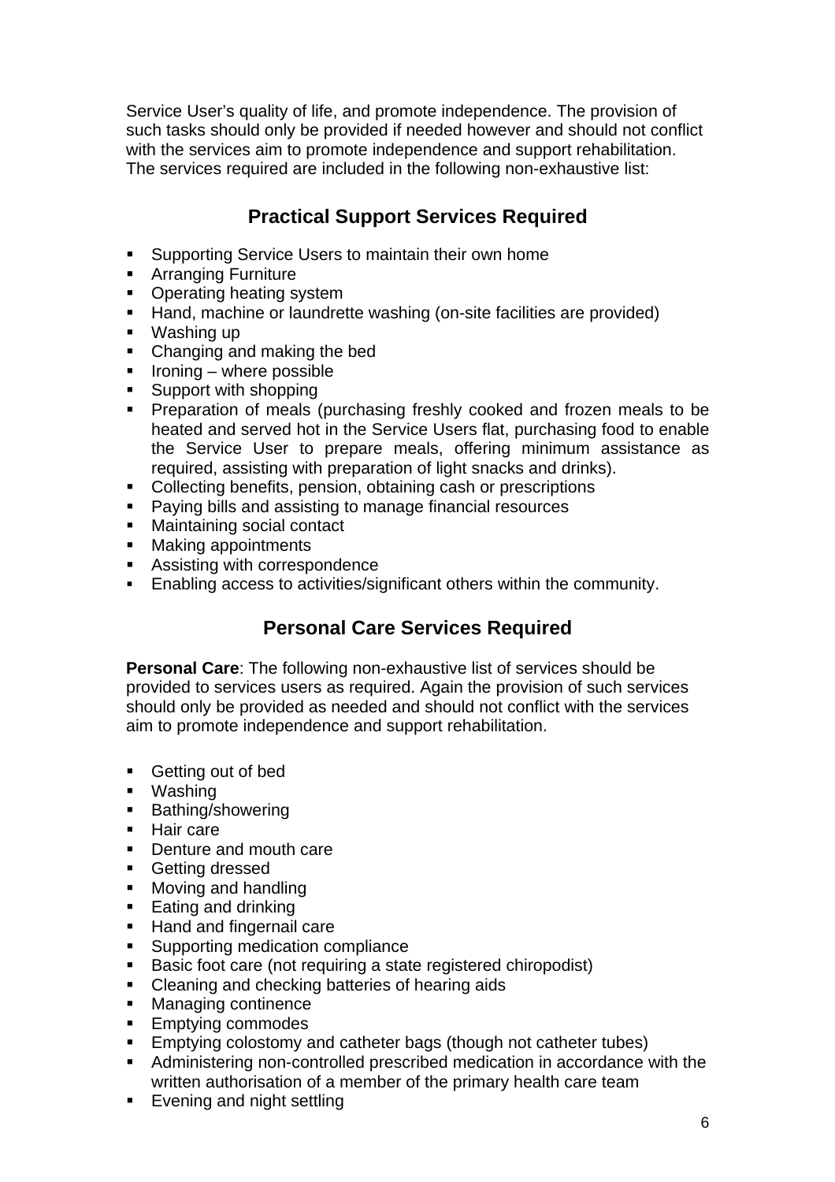Service User's quality of life, and promote independence. The provision of such tasks should only be provided if needed however and should not conflict with the services aim to promote independence and support rehabilitation. The services required are included in the following non-exhaustive list:

## Practical Support Services Required

- Supporting Service Users to maintain their own home
- Arranging Furniture
- Operating heating system
- Hand, machine or laundrette washing (on-site facilities are provided)
- Washing up
- Changing and making the bed
- Ironing – where possible
- Support with shopping
- Preparation of meals (purchasing freshly cooked and frozen meals to be heated and served hot in the Service Users flat, purchasing food to enable the Service User to prepare meals, offering minimum assistance as required, assisting with preparation of light snacks and drinks).
- Collecting benefits, pension, obtaining cash or prescriptions
- Paying bills and assisting to manage financial resources
- Maintaining social contact
- Making appointments
- Assisting with correspondence
- Enabling access to activities/significant others within the community.

## Personal Care Services Required

**Personal Care**: The following non-exhaustive list of services should be provided to services users as required. Again the provision of such services should only be provided as needed and should not conflict with the services aim to promote independence and support rehabilitation.

- Getting out of bed
- Washing
- Bathing/showering
- Hair care
- Denture and mouth care
- Getting dressed
- Moving and handling
- Eating and drinking
- Hand and fingernail care
- Supporting medication compliance
- Basic foot care (not requiring a state registered chiropodist)
- Cleaning and checking batteries of hearing aids
- Managing continence
- Emptying commodes
- Emptying colostomy and catheter bags (though not catheter tubes)
- Administering non-controlled prescribed medication in accordance with the written authorisation of a member of the primary health care team
- Evening and night settling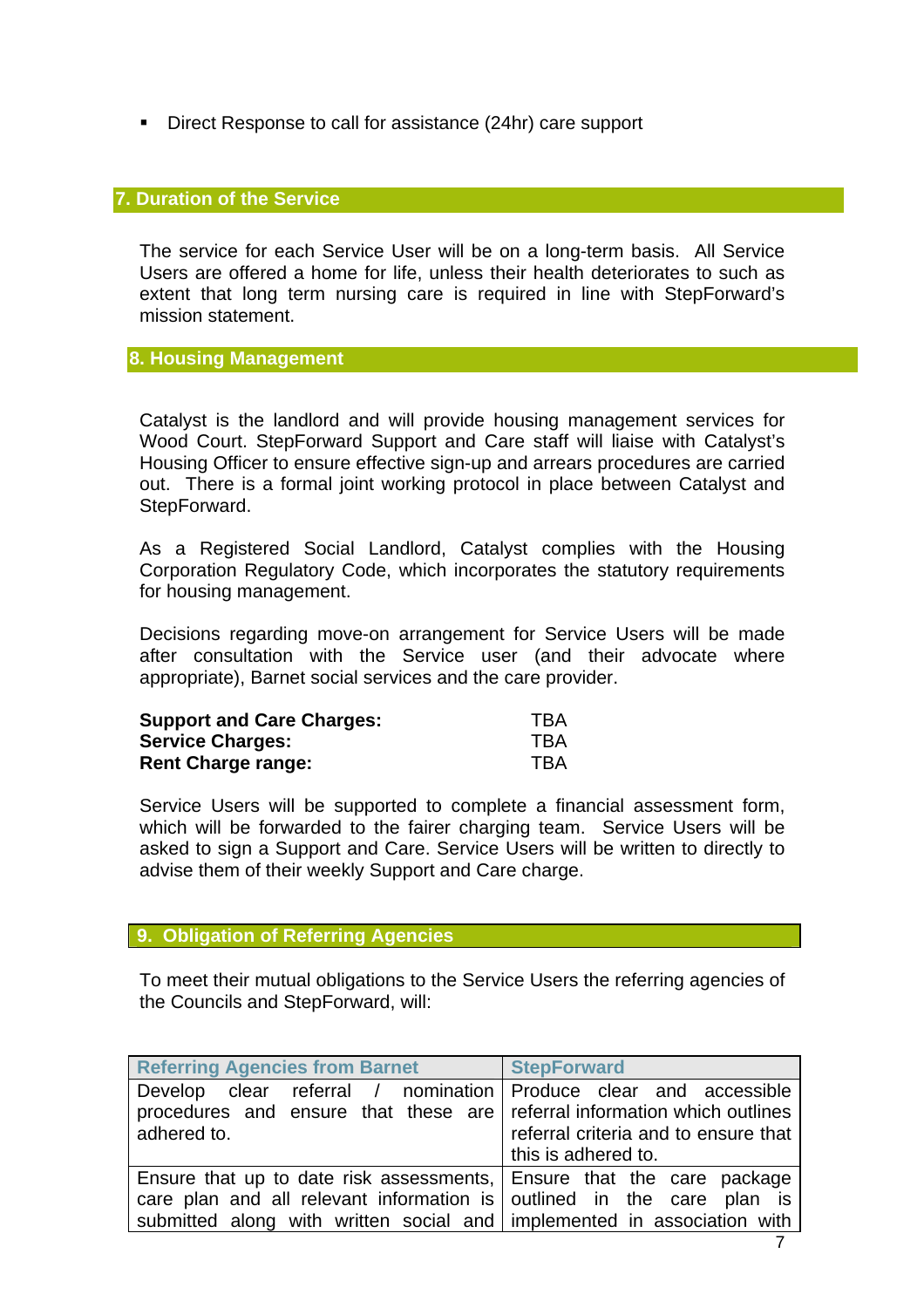- Direct Response to call for assistance (24hr) care support

## 7. Duration of the Service

The service for each Service User will be on a long-term basis. All Service Users are offered a home for life, unless their health deteriorates to such as extent that long term nursing care is required in line with StepForward's mission statement.

## 8. Housing Management

Catalyst is the landlord and will provide housing management services for Wood Court. StepForward Support and Care staff will liaise with Catalyst's Housing Officer to ensure effective sign-up and arrears procedures are carried out. There is a formal joint working protocol in place between Catalyst and StepForward.

As a Registered Social Landlord, Catalyst complies with the Housing Corporation Regulatory Code, which incorporates the statutory requirements for housing management.

Decisions regarding move-on arrangement for Service Users will be made after consultation with the Service user (and their advocate where appropriate), Barnet social services and the care provider.

| | |
|---|---|
| **Support and Care Charges:** | TBA |
| **Service Charges:** | TBA |
| **Rent Charge range:** | TBA |

Service Users will be supported to complete a financial assessment form, which will be forwarded to the fairer charging team. Service Users will be asked to sign a Support and Care. Service Users will be written to directly to advise them of their weekly Support and Care charge.

## 9. Obligation of Referring Agencies

To meet their mutual obligations to the Service Users the referring agencies of the Councils and StepForward, will:

| Referring Agencies from Barnet | StepForward |
|---|---|
| Develop clear referral / nomination procedures and ensure that these are adhered to. | Produce clear and accessible referral information which outlines referral criteria and to ensure that this is adhered to. |
| Ensure that up to date risk assessments, care plan and all relevant information is submitted along with written social and | Ensure that the care package outlined in the care plan is implemented in association with |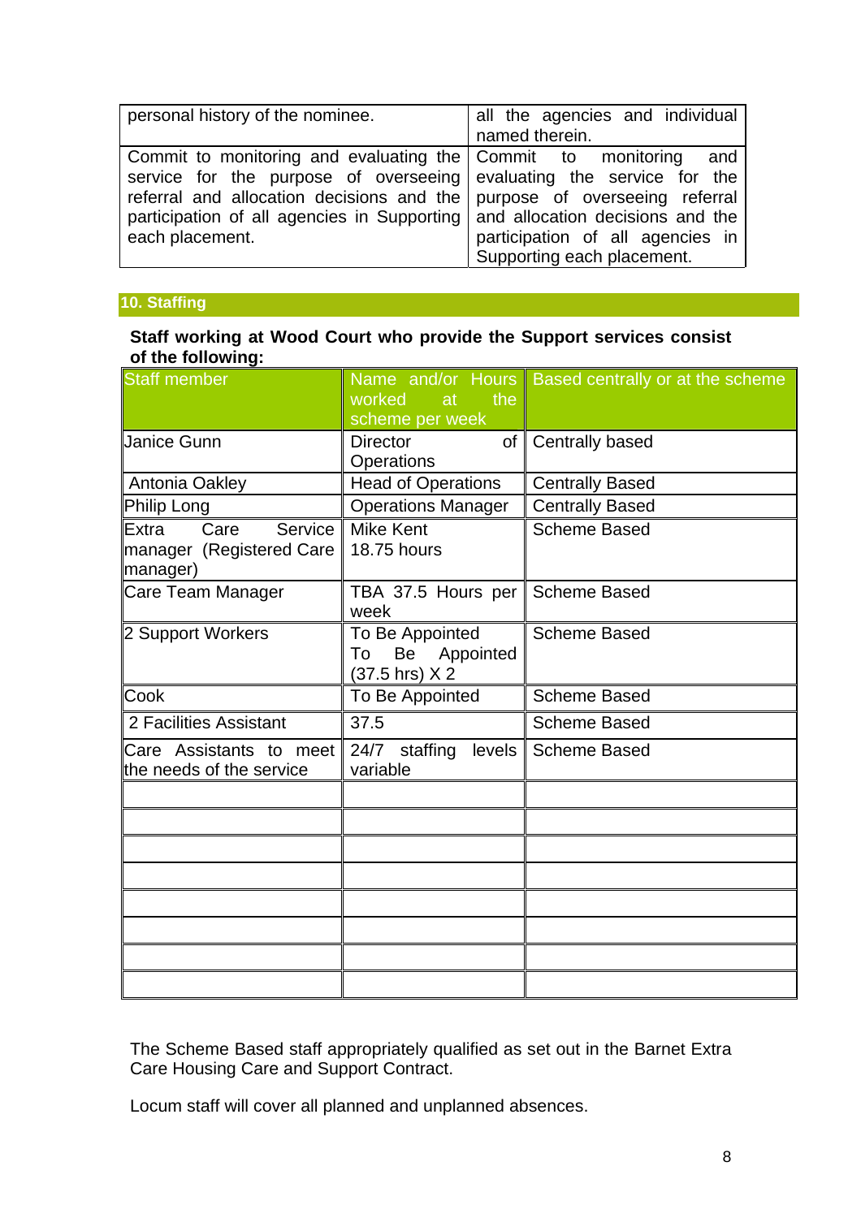| personal history of the nominee. | all the agencies and individual named therein. |
|---|---|
| Commit to monitoring and evaluating the service for the purpose of overseeing referral and allocation decisions and the participation of all agencies in Supporting each placement. | Commit to monitoring and evaluating the service for the purpose of overseeing referral and allocation decisions and the participation of all agencies in Supporting each placement. |

## 10. Staffing

**Staff working at Wood Court who provide the Support services consist of the following:**

| Staff member | Name and/or Hours worked at the scheme per week | Based centrally or at the scheme |
|---|---|---|
| Janice Gunn | Director of Operations | Centrally based |
| Antonia Oakley | Head of Operations | Centrally Based |
| Philip Long | Operations Manager | Centrally Based |
| Extra Care Service manager (Registered Care manager) | Mike Kent 18.75 hours | Scheme Based |
| Care Team Manager | TBA 37.5 Hours per week | Scheme Based |
| 2 Support Workers | To Be Appointed To Be Appointed (37.5 hrs) X 2 | Scheme Based |
| Cook | To Be Appointed | Scheme Based |
| 2 Facilities Assistant | 37.5 | Scheme Based |
| Care Assistants to meet the needs of the service | 24/7 staffing levels variable | Scheme Based |
| | | |
| | | |
| | | |
| | | |
| | | |
| | | |
| | | |
| | | |

The Scheme Based staff appropriately qualified as set out in the Barnet Extra Care Housing Care and Support Contract.

Locum staff will cover all planned and unplanned absences.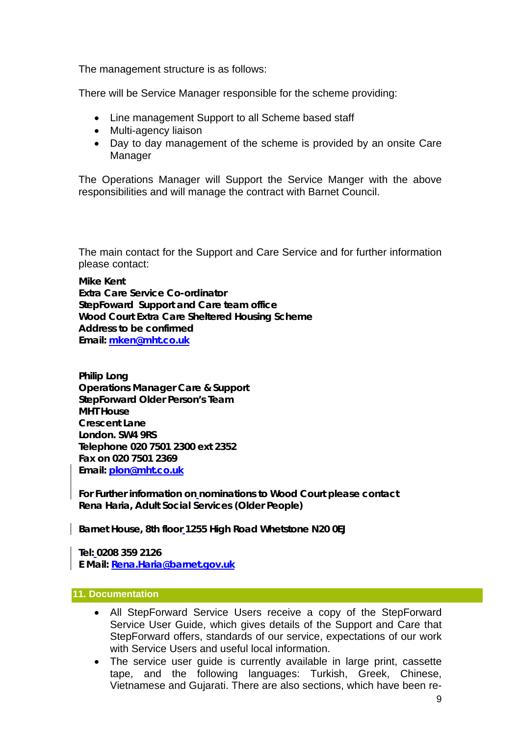The management structure is as follows:

There will be Service Manager responsible for the scheme providing:

- Line management Support to all Scheme based staff
- Multi-agency liaison
- Day to day management of the scheme is provided by an onsite Care Manager

The Operations Manager will Support the Service Manger with the above responsibilities and will manage the contract with Barnet Council.

The main contact for the Support and Care Service and for further information please contact:

**Mike Kent**
**Extra Care Service Co-ordinator**
**StepFoward Support and Care team office**
**Wood Court Extra Care Sheltered Housing Scheme**
**Address to be confirmed**
**Email: mken@mht.co.uk**

**Philip Long**
**Operations Manager Care & Support**
**StepForward Older Person's Team**
**MHT House**
**Crescent Lane**
**London. SW4 9RS**
**Telephone 020 7501 2300 ext 2352**
**Fax on 020 7501 2369**
**Email: plon@mht.co.uk**

**For Further information on nominations to Wood Court please contact Rena Haria, Adult Social Services (Older People)**

**Barnet House, 8th floor 1255 High Road Whetstone N20 0EJ**

**Tel: 0208 359 2126**
**E Mail: Rena.Haria@barnet.gov.uk**

## 11. Documentation

- All StepForward Service Users receive a copy of the StepForward Service User Guide, which gives details of the Support and Care that StepForward offers, standards of our service, expectations of our work with Service Users and useful local information.
- The service user guide is currently available in large print, cassette tape, and the following languages: Turkish, Greek, Chinese, Vietnamese and Gujarati. There are also sections, which have been re-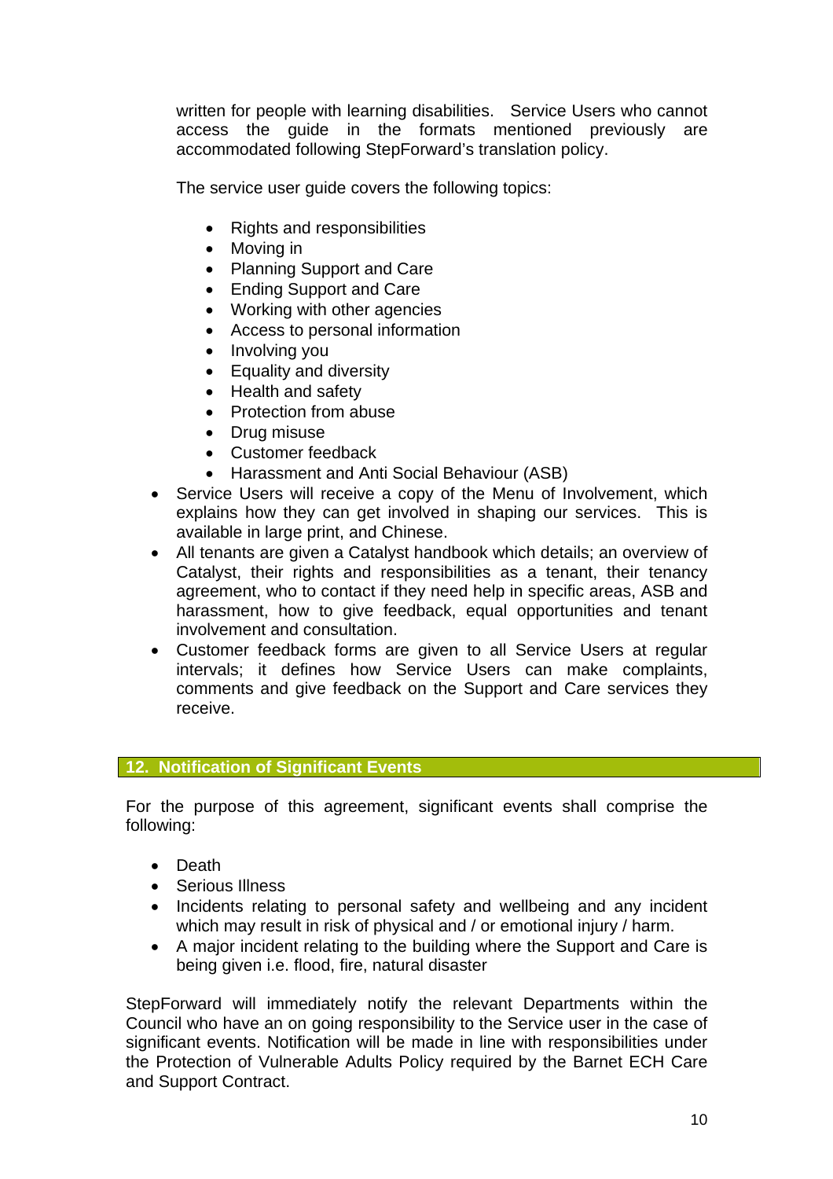written for people with learning disabilities. Service Users who cannot access the guide in the formats mentioned previously are accommodated following StepForward's translation policy.

The service user guide covers the following topics:

- Rights and responsibilities
- Moving in
- Planning Support and Care
- Ending Support and Care
- Working with other agencies
- Access to personal information
- Involving you
- Equality and diversity
- Health and safety
- Protection from abuse
- Drug misuse
- Customer feedback
- Harassment and Anti Social Behaviour (ASB)

- Service Users will receive a copy of the Menu of Involvement, which explains how they can get involved in shaping our services. This is available in large print, and Chinese.
- All tenants are given a Catalyst handbook which details; an overview of Catalyst, their rights and responsibilities as a tenant, their tenancy agreement, who to contact if they need help in specific areas, ASB and harassment, how to give feedback, equal opportunities and tenant involvement and consultation.
- Customer feedback forms are given to all Service Users at regular intervals; it defines how Service Users can make complaints, comments and give feedback on the Support and Care services they receive.

## 12. Notification of Significant Events

For the purpose of this agreement, significant events shall comprise the following:

- Death
- Serious Illness
- Incidents relating to personal safety and wellbeing and any incident which may result in risk of physical and / or emotional injury / harm.
- A major incident relating to the building where the Support and Care is being given i.e. flood, fire, natural disaster

StepForward will immediately notify the relevant Departments within the Council who have an on going responsibility to the Service user in the case of significant events. Notification will be made in line with responsibilities under the Protection of Vulnerable Adults Policy required by the Barnet ECH Care and Support Contract.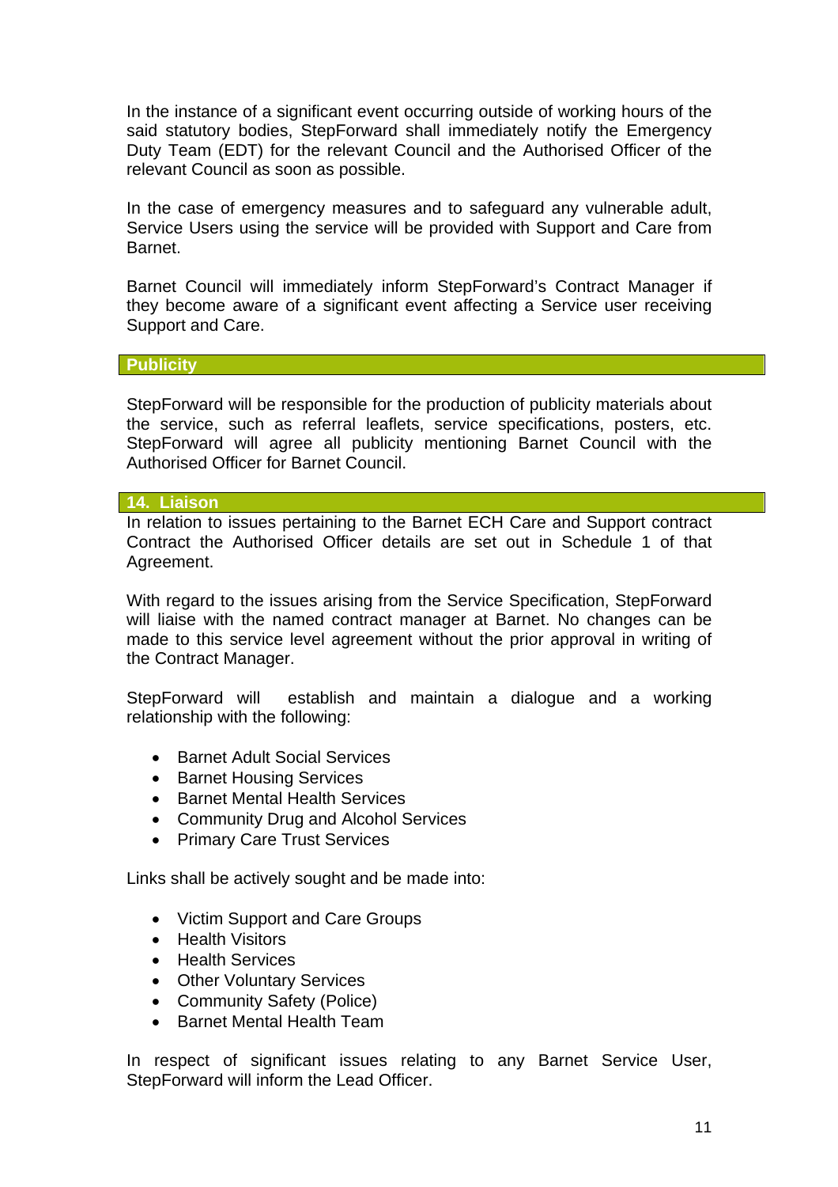In the instance of a significant event occurring outside of working hours of the said statutory bodies, StepForward shall immediately notify the Emergency Duty Team (EDT) for the relevant Council and the Authorised Officer of the relevant Council as soon as possible.

In the case of emergency measures and to safeguard any vulnerable adult, Service Users using the service will be provided with Support and Care from Barnet.

Barnet Council will immediately inform StepForward's Contract Manager if they become aware of a significant event affecting a Service user receiving Support and Care.

## Publicity

StepForward will be responsible for the production of publicity materials about the service, such as referral leaflets, service specifications, posters, etc. StepForward will agree all publicity mentioning Barnet Council with the Authorised Officer for Barnet Council.

## 14. Liaison

In relation to issues pertaining to the Barnet ECH Care and Support contract Contract the Authorised Officer details are set out in Schedule 1 of that Agreement.

With regard to the issues arising from the Service Specification, StepForward will liaise with the named contract manager at Barnet. No changes can be made to this service level agreement without the prior approval in writing of the Contract Manager.

StepForward will establish and maintain a dialogue and a working relationship with the following:

- Barnet Adult Social Services
- Barnet Housing Services
- Barnet Mental Health Services
- Community Drug and Alcohol Services
- Primary Care Trust Services

Links shall be actively sought and be made into:

- Victim Support and Care Groups
- Health Visitors
- Health Services
- Other Voluntary Services
- Community Safety (Police)
- Barnet Mental Health Team

In respect of significant issues relating to any Barnet Service User, StepForward will inform the Lead Officer.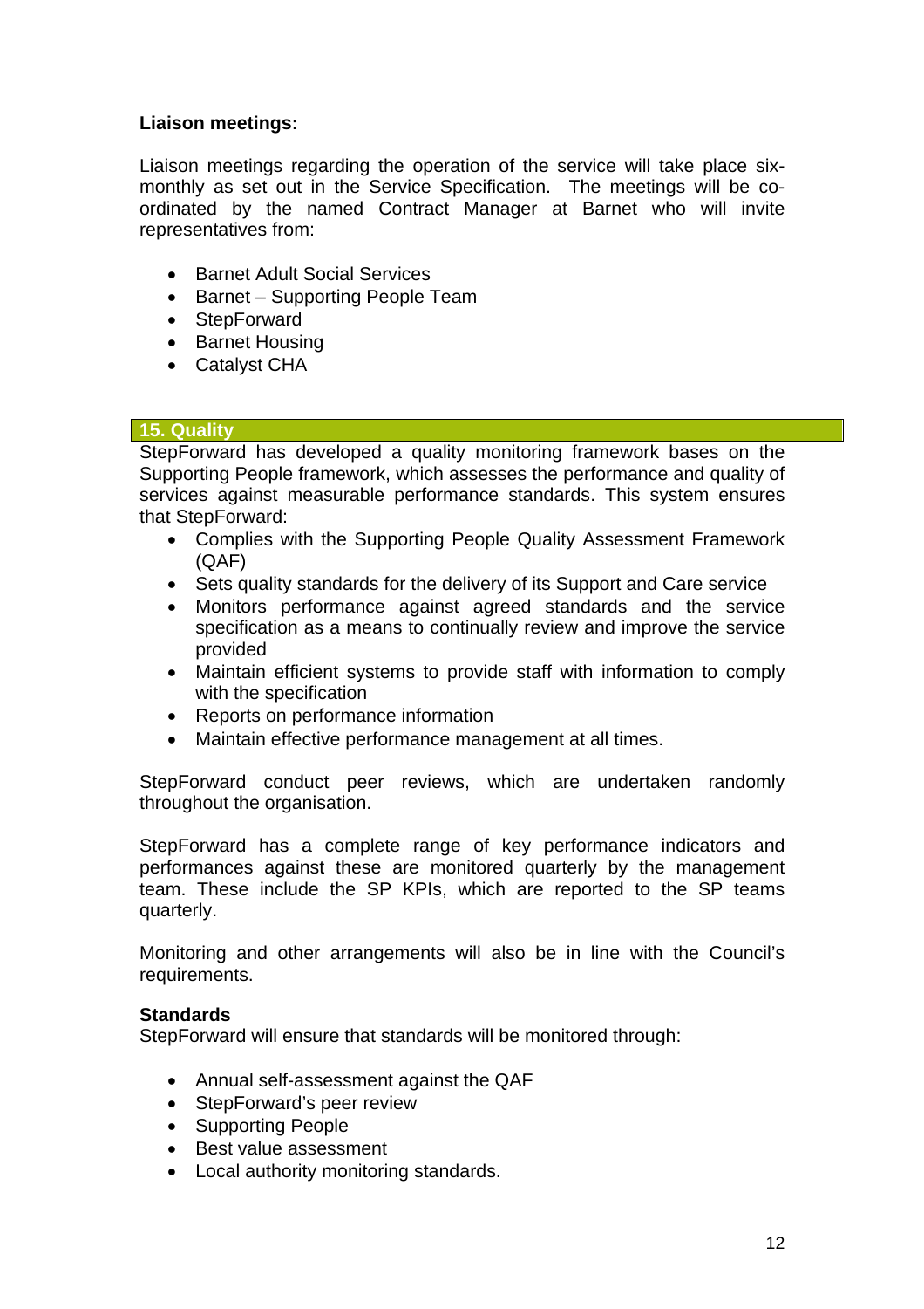**Liaison meetings:**

Liaison meetings regarding the operation of the service will take place six-monthly as set out in the Service Specification. The meetings will be co-ordinated by the named Contract Manager at Barnet who will invite representatives from:

- Barnet Adult Social Services
- Barnet – Supporting People Team
- StepForward
- Barnet Housing
- Catalyst CHA

## 15. Quality

StepForward has developed a quality monitoring framework bases on the Supporting People framework, which assesses the performance and quality of services against measurable performance standards. This system ensures that StepForward:

- Complies with the Supporting People Quality Assessment Framework (QAF)
- Sets quality standards for the delivery of its Support and Care service
- Monitors performance against agreed standards and the service specification as a means to continually review and improve the service provided
- Maintain efficient systems to provide staff with information to comply with the specification
- Reports on performance information
- Maintain effective performance management at all times.

StepForward conduct peer reviews, which are undertaken randomly throughout the organisation.

StepForward has a complete range of key performance indicators and performances against these are monitored quarterly by the management team. These include the SP KPIs, which are reported to the SP teams quarterly.

Monitoring and other arrangements will also be in line with the Council's requirements.

**Standards**

StepForward will ensure that standards will be monitored through:

- Annual self-assessment against the QAF
- StepForward's peer review
- Supporting People
- Best value assessment
- Local authority monitoring standards.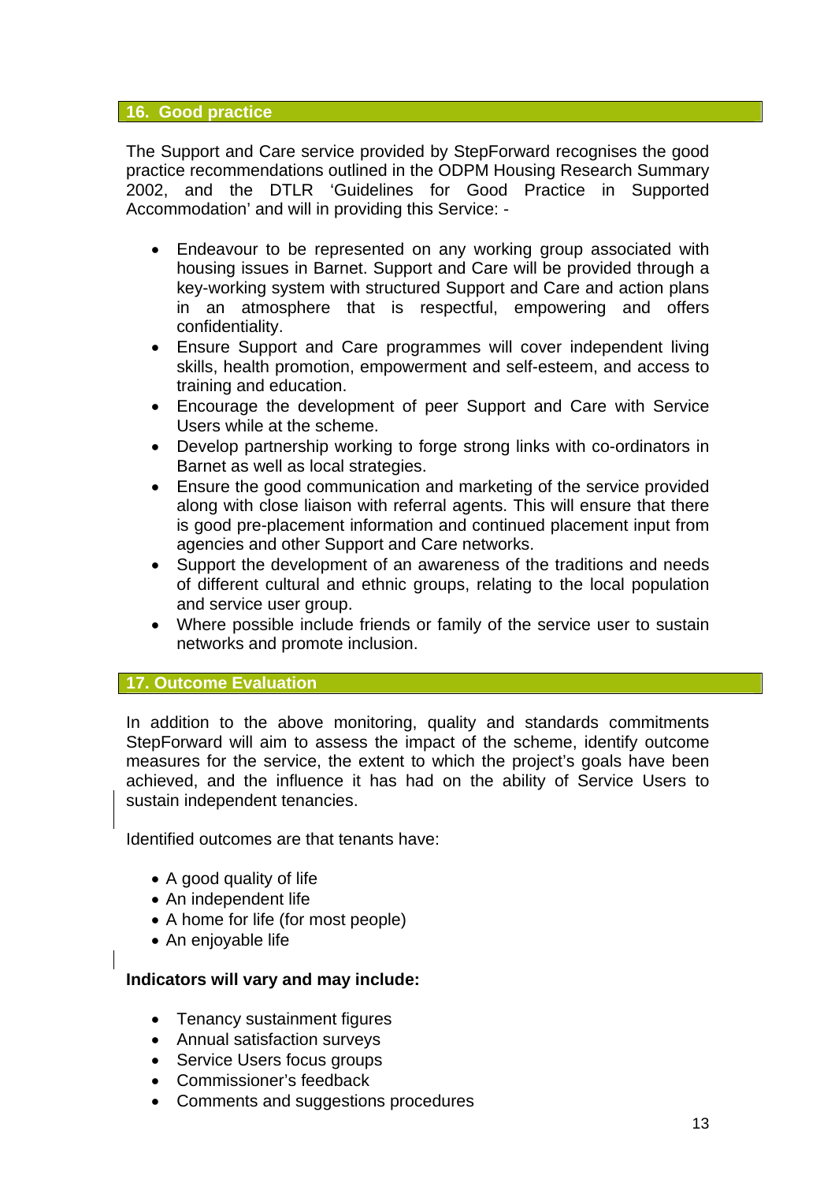## 16. Good practice

The Support and Care service provided by StepForward recognises the good practice recommendations outlined in the ODPM Housing Research Summary 2002, and the DTLR 'Guidelines for Good Practice in Supported Accommodation' and will in providing this Service: -

- Endeavour to be represented on any working group associated with housing issues in Barnet. Support and Care will be provided through a key-working system with structured Support and Care and action plans in an atmosphere that is respectful, empowering and offers confidentiality.
- Ensure Support and Care programmes will cover independent living skills, health promotion, empowerment and self-esteem, and access to training and education.
- Encourage the development of peer Support and Care with Service Users while at the scheme.
- Develop partnership working to forge strong links with co-ordinators in Barnet as well as local strategies.
- Ensure the good communication and marketing of the service provided along with close liaison with referral agents. This will ensure that there is good pre-placement information and continued placement input from agencies and other Support and Care networks.
- Support the development of an awareness of the traditions and needs of different cultural and ethnic groups, relating to the local population and service user group.
- Where possible include friends or family of the service user to sustain networks and promote inclusion.

## 17. Outcome Evaluation

In addition to the above monitoring, quality and standards commitments StepForward will aim to assess the impact of the scheme, identify outcome measures for the service, the extent to which the project's goals have been achieved, and the influence it has had on the ability of Service Users to sustain independent tenancies.

Identified outcomes are that tenants have:

- A good quality of life
- An independent life
- A home for life (for most people)
- An enjoyable life

**Indicators will vary and may include:**

- Tenancy sustainment figures
- Annual satisfaction surveys
- Service Users focus groups
- Commissioner's feedback
- Comments and suggestions procedures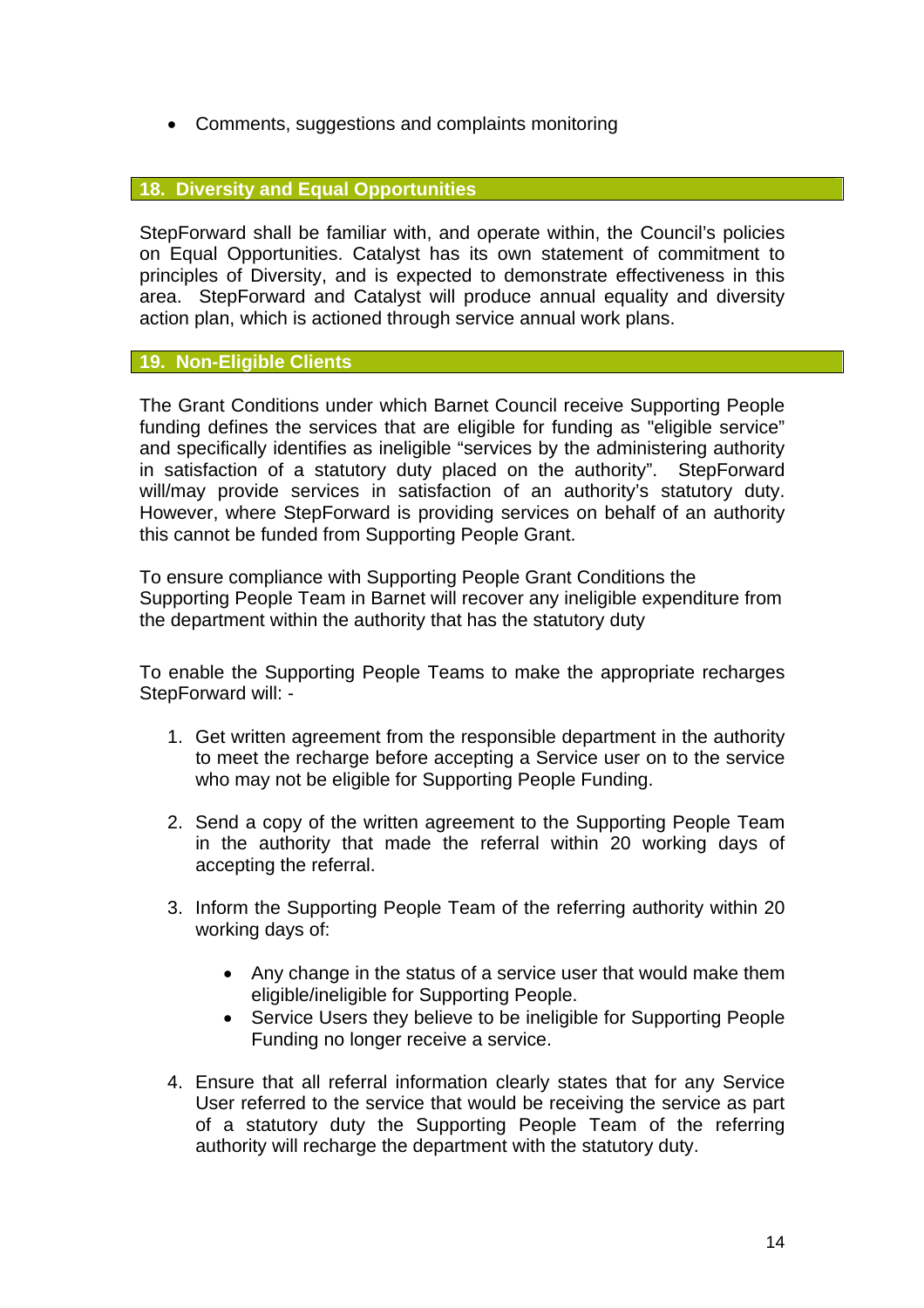- Comments, suggestions and complaints monitoring

## 18. Diversity and Equal Opportunities

StepForward shall be familiar with, and operate within, the Council's policies on Equal Opportunities. Catalyst has its own statement of commitment to principles of Diversity, and is expected to demonstrate effectiveness in this area. StepForward and Catalyst will produce annual equality and diversity action plan, which is actioned through service annual work plans.

## 19. Non-Eligible Clients

The Grant Conditions under which Barnet Council receive Supporting People funding defines the services that are eligible for funding as "eligible service" and specifically identifies as ineligible "services by the administering authority in satisfaction of a statutory duty placed on the authority". StepForward will/may provide services in satisfaction of an authority's statutory duty. However, where StepForward is providing services on behalf of an authority this cannot be funded from Supporting People Grant.

To ensure compliance with Supporting People Grant Conditions the Supporting People Team in Barnet will recover any ineligible expenditure from the department within the authority that has the statutory duty

To enable the Supporting People Teams to make the appropriate recharges StepForward will: -

1. Get written agreement from the responsible department in the authority to meet the recharge before accepting a Service user on to the service who may not be eligible for Supporting People Funding.

2. Send a copy of the written agreement to the Supporting People Team in the authority that made the referral within 20 working days of accepting the referral.

3. Inform the Supporting People Team of the referring authority within 20 working days of:

    - Any change in the status of a service user that would make them eligible/ineligible for Supporting People.
    - Service Users they believe to be ineligible for Supporting People Funding no longer receive a service.

4. Ensure that all referral information clearly states that for any Service User referred to the service that would be receiving the service as part of a statutory duty the Supporting People Team of the referring authority will recharge the department with the statutory duty.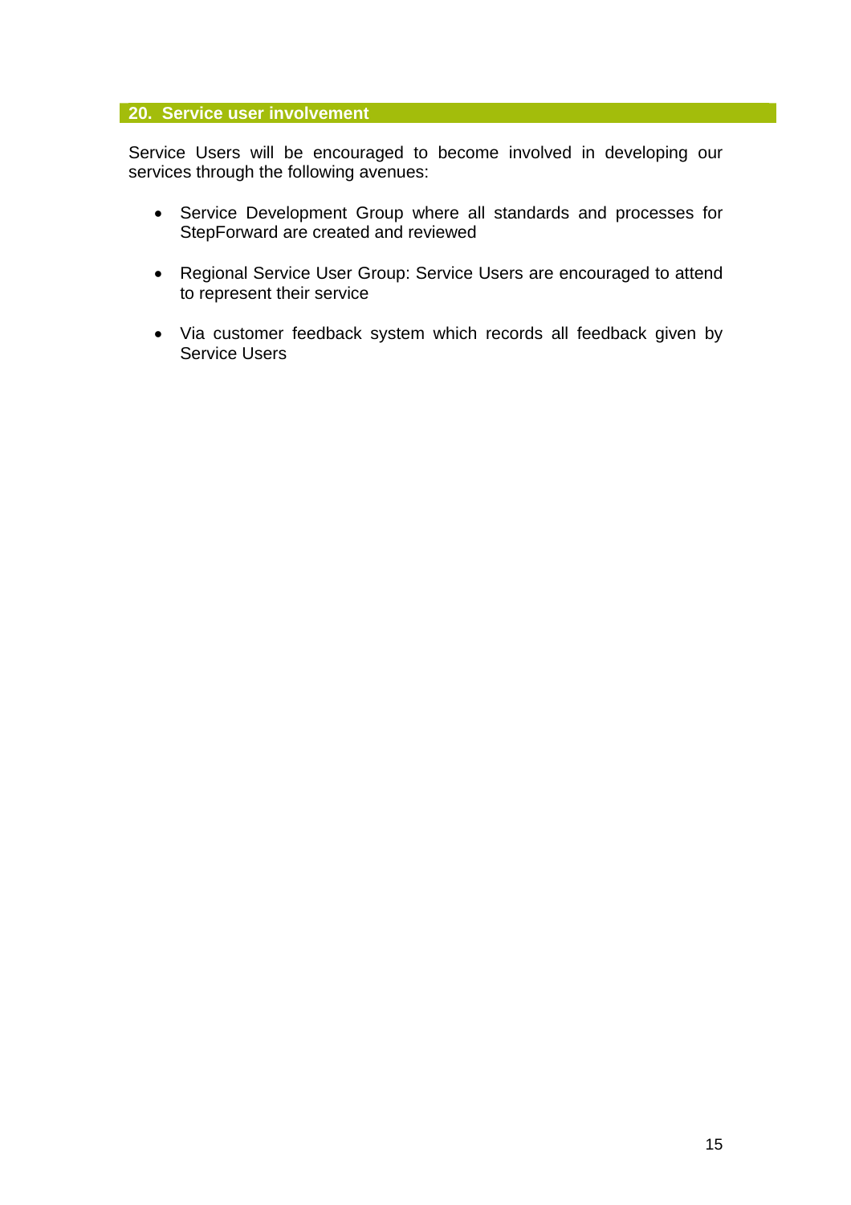## 20. Service user involvement

Service Users will be encouraged to become involved in developing our services through the following avenues:

- Service Development Group where all standards and processes for StepForward are created and reviewed
- Regional Service User Group: Service Users are encouraged to attend to represent their service
- Via customer feedback system which records all feedback given by Service Users